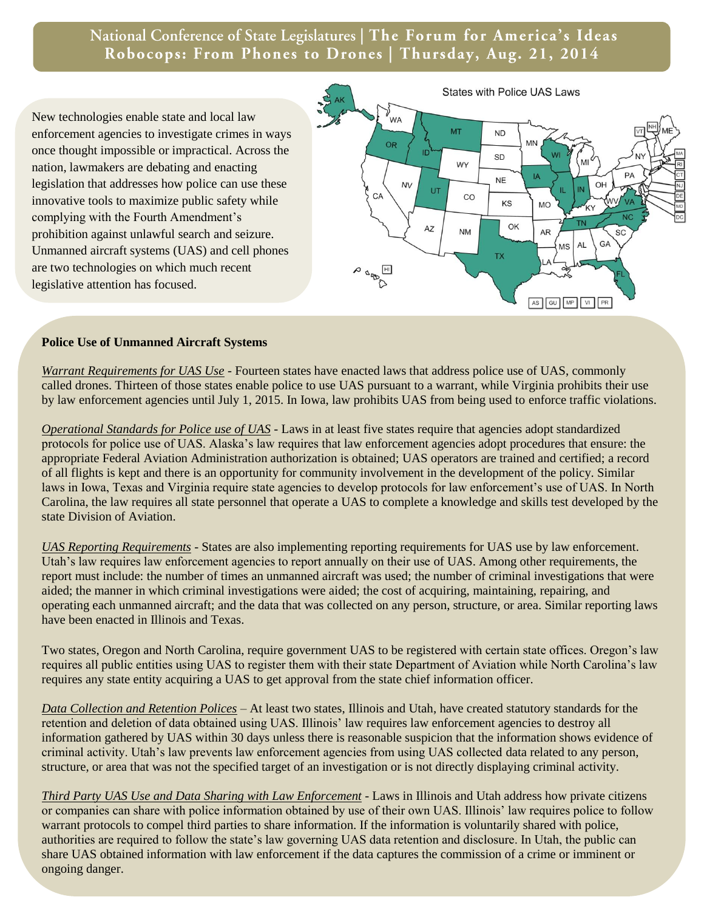# National Conference of State Legislatures | The Forum for America's Ideas

## Robocops: From Phones to Drones | Thursday, Aug. 21, 2014

New technologies enable state and local law enforcement agencies to investigate crimes in ways once thought impossible or impractical. Across the nation, lawmakers are debating and enacting legislation that addresses how police can use these innovative tools to maximize public safety while complying with the Fourth Amendment's prohibition against unlawful search and seizure. Unmanned aircraft systems (UAS) and cell phones are two technologies on which much recent legislative attention has focused.

States with Police UAS Laws

### Police Use of Unmanned Aircraft Systems

*Warrant Requirements for UAS Use* - Fourteen states have enacted laws that address police use of UAS, commonly called drones. Thirteen of those states enable police to use UAS pursuant to a warrant, while Virginia prohibits their use by law enforcement agencies until July 1, 2015. In Iowa, law prohibits UAS from being used to enforce traffic violations.

*Operational Standards for Police use of UAS* - Laws in at least five states require that agencies adopt standardized protocols for police use of UAS. Alaska's law requires that law enforcement agencies adopt procedures that ensure: the appropriate Federal Aviation Administration authorization is obtained; UAS operators are trained and certified; a record of all flights is kept and there is an opportunity for community involvement in the development of the policy. Similar laws in Iowa, Texas and Virginia require state agencies to develop protocols for law enforcement's use of UAS. In North Carolina, the law requires all state personnel that operate a UAS to complete a knowledge and skills test developed by the state Division of Aviation.

*UAS Reporting Requirements* - States are also implementing reporting requirements for UAS use by law enforcement. Utah's law requires law enforcement agencies to report annually on their use of UAS. Among other requirements, the report must include: the number of times an unmanned aircraft was used; the number of criminal investigations that were aided; the manner in which criminal investigations were aided; the cost of acquiring, maintaining, repairing, and operating each unmanned aircraft; and the data that was collected on any person, structure, or area. Similar reporting laws have been enacted in Illinois and Texas.

Two states, Oregon and North Carolina, require government UAS to be registered with certain state offices. Oregon's law requires all public entities using UAS to register them with their state Department of Aviation while North Carolina's law requires any state entity acquiring a UAS to get approval from the state chief information officer.

*Data Collection and Retention Polices* – At least two states, Illinois and Utah, have created statutory standards for the retention and deletion of data obtained using UAS. Illinois' law requires law enforcement agencies to destroy all information gathered by UAS within 30 days unless there is reasonable suspicion that the information shows evidence of criminal activity. Utah's law prevents law enforcement agencies from using UAS collected data related to any person, structure, or area that was not the specified target of an investigation or is not directly displaying criminal activity.

*Third Party UAS Use and Data Sharing with Law Enforcement* - Laws in Illinois and Utah address how private citizens or companies can share with police information obtained by use of their own UAS. Illinois' law requires police to follow warrant protocols to compel third parties to share information. If the information is voluntarily shared with police, authorities are required to follow the state's law governing UAS data retention and disclosure. In Utah, the public can share UAS obtained information with law enforcement if the data captures the commission of a crime or imminent or ongoing danger.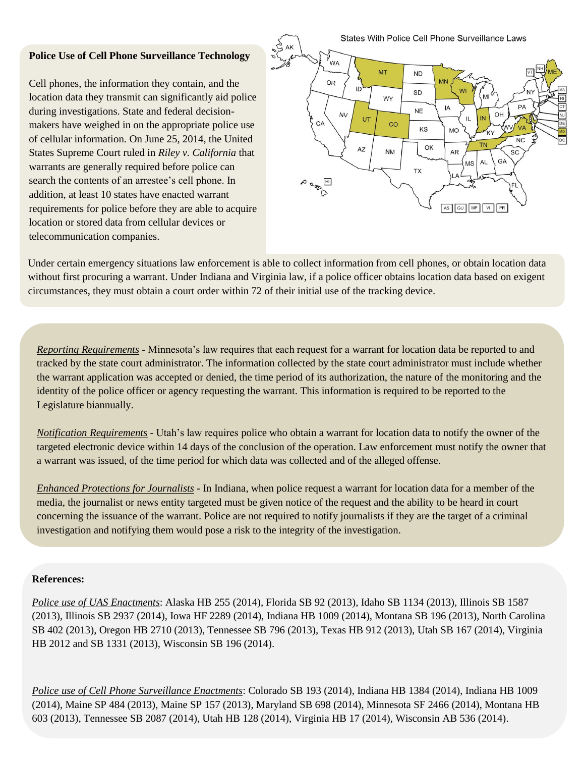## Police Use of Cell Phone Surveillance Technology

Cell phones, the information they contain, and the location data they transmit can significantly aid police during investigations. State and federal decision-makers have weighed in on the appropriate police use of cellular information. On June 25, 2014, the United States Supreme Court ruled in *Riley v. California* that warrants are generally required before police can search the contents of an arrestee's cell phone. In addition, at least 10 states have enacted warrant requirements for police before they are able to acquire location or stored data from cellular devices or telecommunication companies.

States With Police Cell Phone Surveillance Laws

AK WA MT ND MN ME VT NH OR ID SD WI MI NY WY MA RI CT NV UT NE IA PA CA CO IL IN OH NJ DE MD KS MO WV VA KY DC AZ NM OK AR TN NC SC MS AL GA TX LA FL HI AS GU MP VI PR

Under certain emergency situations law enforcement is able to collect information from cell phones, or obtain location data without first procuring a warrant. Under Indiana and Virginia law, if a police officer obtains location data based on exigent circumstances, they must obtain a court order within 72 of their initial use of the tracking device.

Reporting Requirements - Minnesota's law requires that each request for a warrant for location data be reported to and tracked by the state court administrator. The information collected by the state court administrator must include whether the warrant application was accepted or denied, the time period of its authorization, the nature of the monitoring and the identity of the police officer or agency requesting the warrant. This information is required to be reported to the Legislature biannually.

Notification Requirements - Utah's law requires police who obtain a warrant for location data to notify the owner of the targeted electronic device within 14 days of the conclusion of the operation. Law enforcement must notify the owner that a warrant was issued, of the time period for which data was collected and of the alleged offense.

Enhanced Protections for Journalists - In Indiana, when police request a warrant for location data for a member of the media, the journalist or news entity targeted must be given notice of the request and the ability to be heard in court concerning the issuance of the warrant. Police are not required to notify journalists if they are the target of a criminal investigation and notifying them would pose a risk to the integrity of the investigation.

### References:

Police use of UAS Enactments: Alaska HB 255 (2014), Florida SB 92 (2013), Idaho SB 1134 (2013), Illinois SB 1587 (2013), Illinois SB 2937 (2014), Iowa HF 2289 (2014), Indiana HB 1009 (2014), Montana SB 196 (2013), North Carolina SB 402 (2013), Oregon HB 2710 (2013), Tennessee SB 796 (2013), Texas HB 912 (2013), Utah SB 167 (2014), Virginia HB 2012 and SB 1331 (2013), Wisconsin SB 196 (2014).

Police use of Cell Phone Surveillance Enactments: Colorado SB 193 (2014), Indiana HB 1384 (2014), Indiana HB 1009 (2014), Maine SP 484 (2013), Maine SP 157 (2013), Maryland SB 698 (2014), Minnesota SF 2466 (2014), Montana HB 603 (2013), Tennessee SB 2087 (2014), Utah HB 128 (2014), Virginia HB 17 (2014), Wisconsin AB 536 (2014).